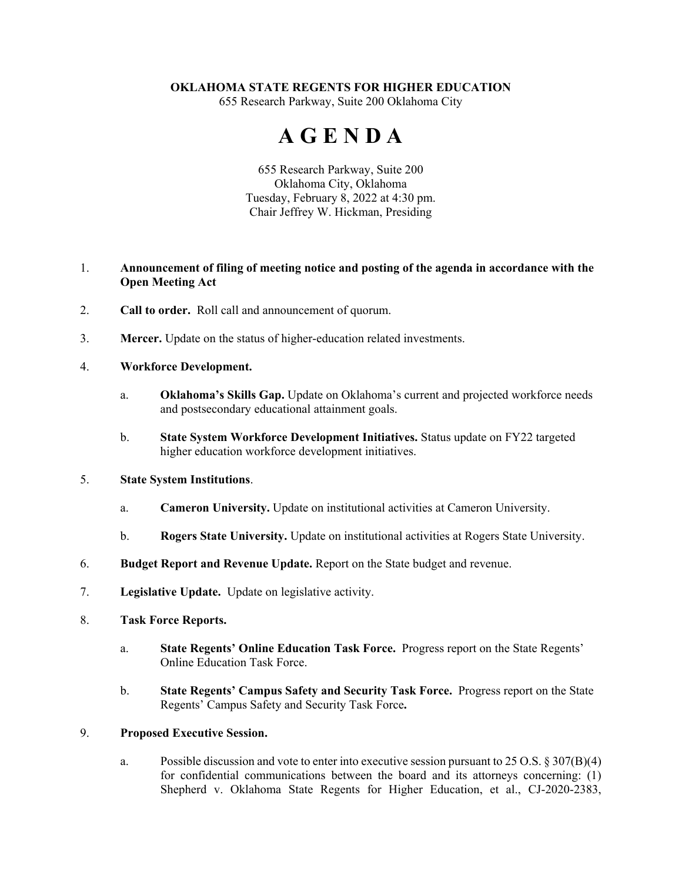**OKLAHOMA STATE REGENTS FOR HIGHER EDUCATION**
655 Research Parkway, Suite 200 Oklahoma City

# A G E N D A

655 Research Parkway, Suite 200
Oklahoma City, Oklahoma
Tuesday, February 8, 2022 at 4:30 pm.
Chair Jeffrey W. Hickman, Presiding

1. **Announcement of filing of meeting notice and posting of the agenda in accordance with the Open Meeting Act**

2. **Call to order.** Roll call and announcement of quorum.

3. **Mercer.** Update on the status of higher-education related investments.

4. **Workforce Development.**

   a. **Oklahoma's Skills Gap.** Update on Oklahoma's current and projected workforce needs and postsecondary educational attainment goals.

   b. **State System Workforce Development Initiatives.** Status update on FY22 targeted higher education workforce development initiatives.

5. **State System Institutions**.

   a. **Cameron University.** Update on institutional activities at Cameron University.

   b. **Rogers State University.** Update on institutional activities at Rogers State University.

6. **Budget Report and Revenue Update.** Report on the State budget and revenue.

7. **Legislative Update.** Update on legislative activity.

8. **Task Force Reports.**

   a. **State Regents' Online Education Task Force.** Progress report on the State Regents' Online Education Task Force.

   b. **State Regents' Campus Safety and Security Task Force.** Progress report on the State Regents' Campus Safety and Security Task Force**.**

9. **Proposed Executive Session.**

   a. Possible discussion and vote to enter into executive session pursuant to 25 O.S. § 307(B)(4) for confidential communications between the board and its attorneys concerning: (1) Shepherd v. Oklahoma State Regents for Higher Education, et al., CJ-2020-2383,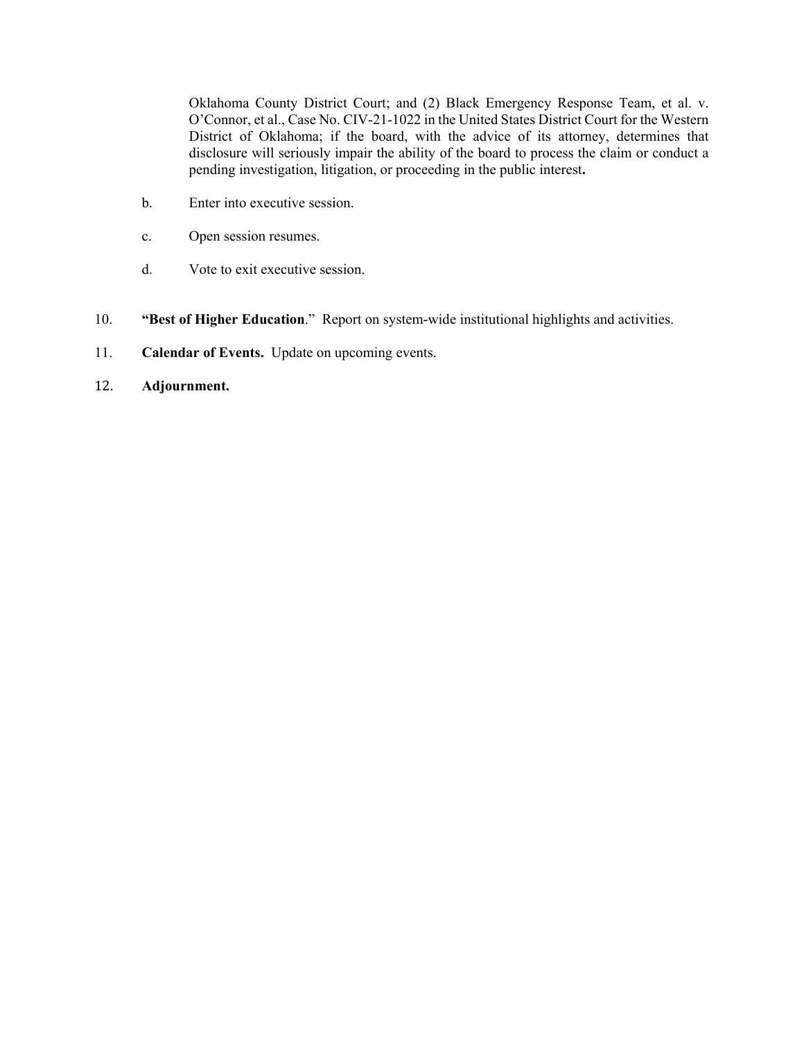Oklahoma County District Court; and (2) Black Emergency Response Team, et al. v. O'Connor, et al., Case No. CIV-21-1022 in the United States District Court for the Western District of Oklahoma; if the board, with the advice of its attorney, determines that disclosure will seriously impair the ability of the board to process the claim or conduct a pending investigation, litigation, or proceeding in the public interest**.**

b. Enter into executive session.

c. Open session resumes.

d. Vote to exit executive session.

10. **"Best of Higher Education**." Report on system-wide institutional highlights and activities.

11. **Calendar of Events.** Update on upcoming events.

12. **Adjournment.**